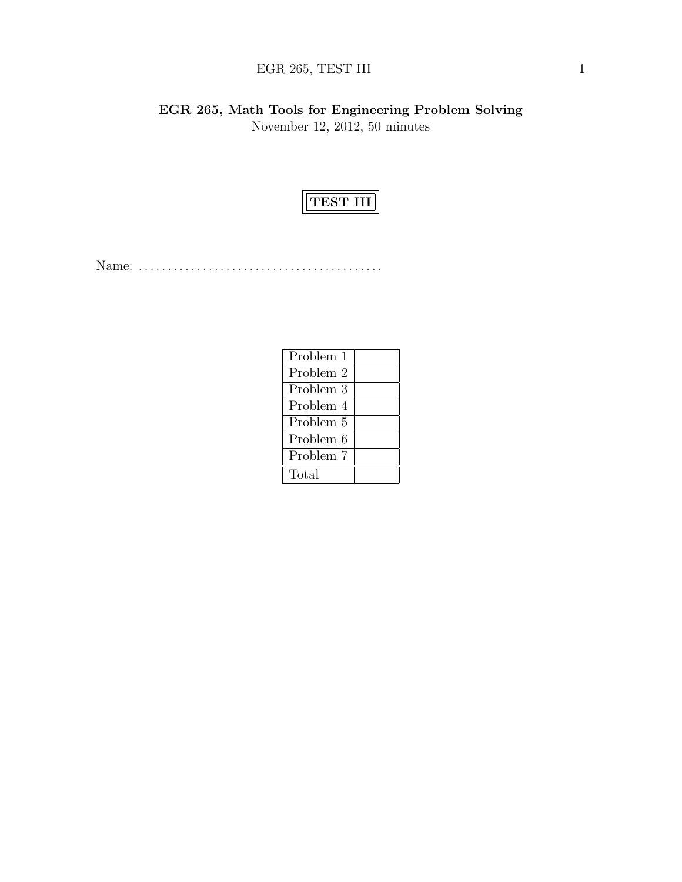# EGR 265, Math Tools for Engineering Problem Solving

November 12, 2012, 50 minutes

## TEST III

Name: ..........................................

| Problem 1 | |
|---|---|
| Problem 2 | |
| Problem 3 | |
| Problem 4 | |
| Problem 5 | |
| Problem 6 | |
| Problem 7 | |
| Total | |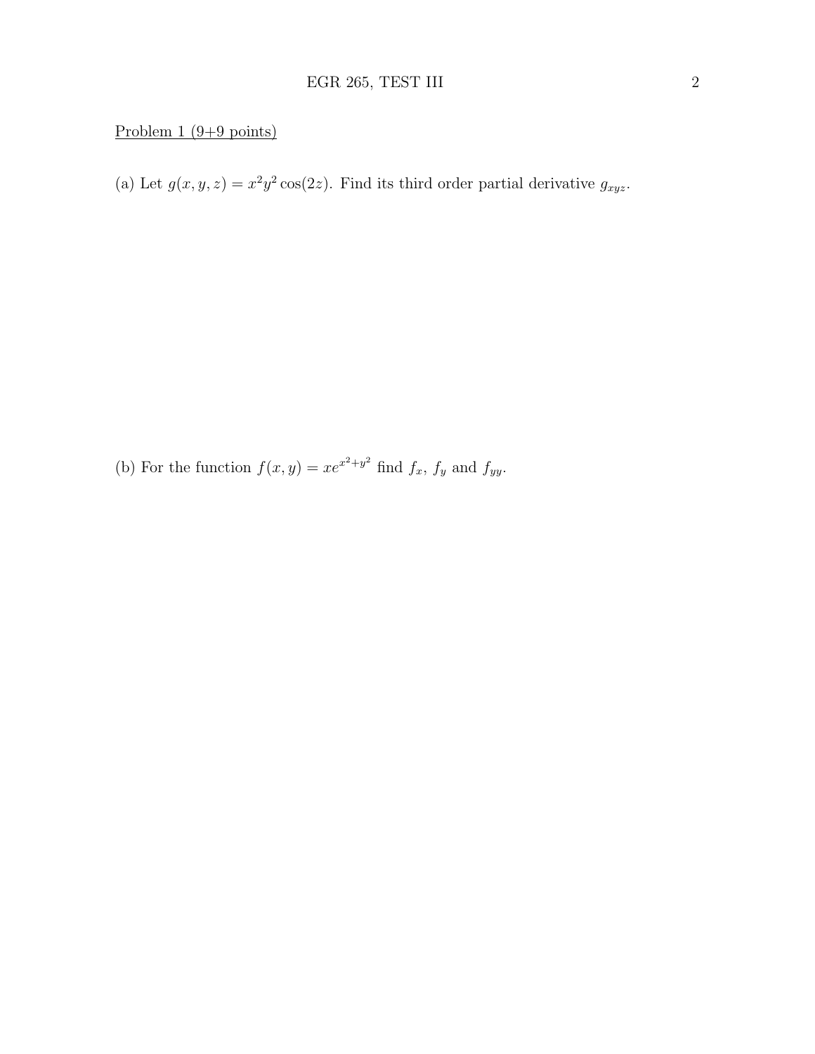Problem 1 (9+9 points)

(a) Let $g(x, y, z) = x^2 y^2 \cos(2z)$. Find its third order partial derivative $g_{xyz}$.

(b) For the function $f(x, y) = xe^{x^2+y^2}$ find $f_x$, $f_y$ and $f_{yy}$.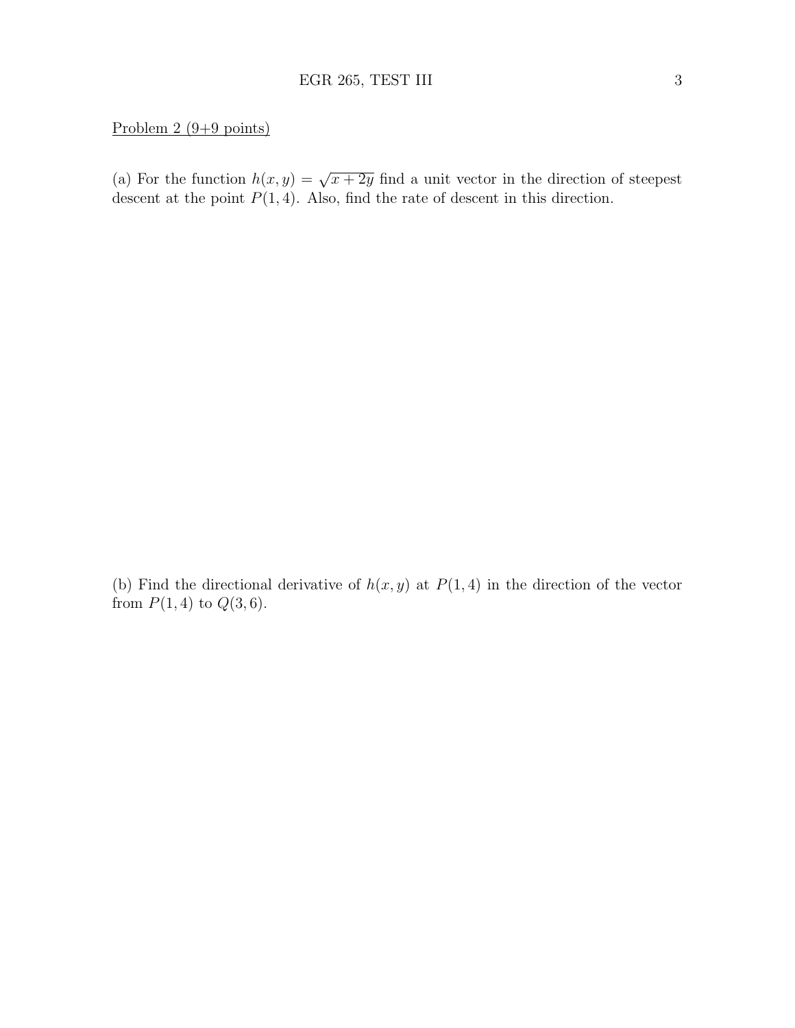Problem 2 (9+9 points)

(a) For the function $h(x, y) = \sqrt{x + 2y}$ find a unit vector in the direction of steepest descent at the point $P(1, 4)$. Also, find the rate of descent in this direction.

(b) Find the directional derivative of $h(x, y)$ at $P(1, 4)$ in the direction of the vector from $P(1, 4)$ to $Q(3, 6)$.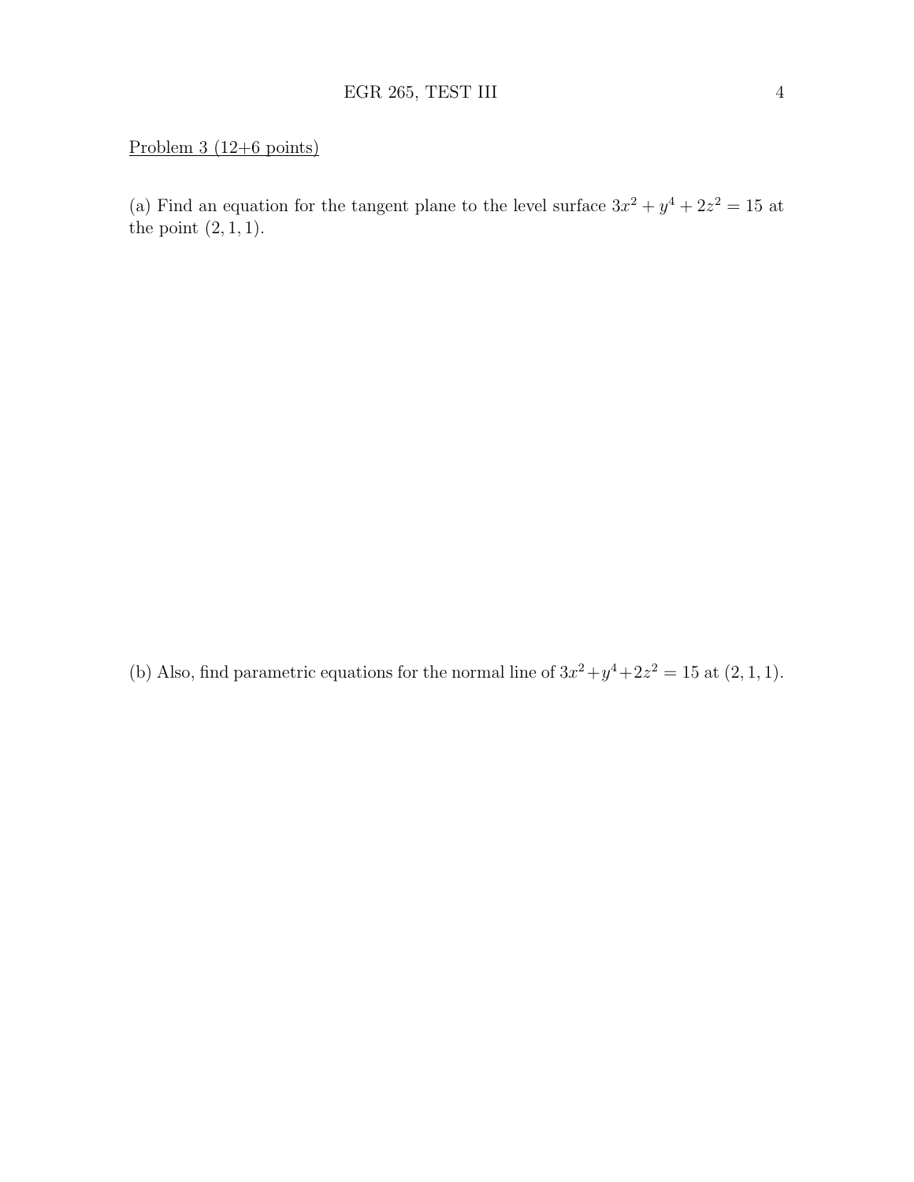<u>Problem 3 (12+6 points)</u>

(a) Find an equation for the tangent plane to the level surface $3x^2 + y^4 + 2z^2 = 15$ at the point $(2, 1, 1)$.

(b) Also, find parametric equations for the normal line of $3x^2+y^4+2z^2 = 15$ at $(2, 1, 1)$.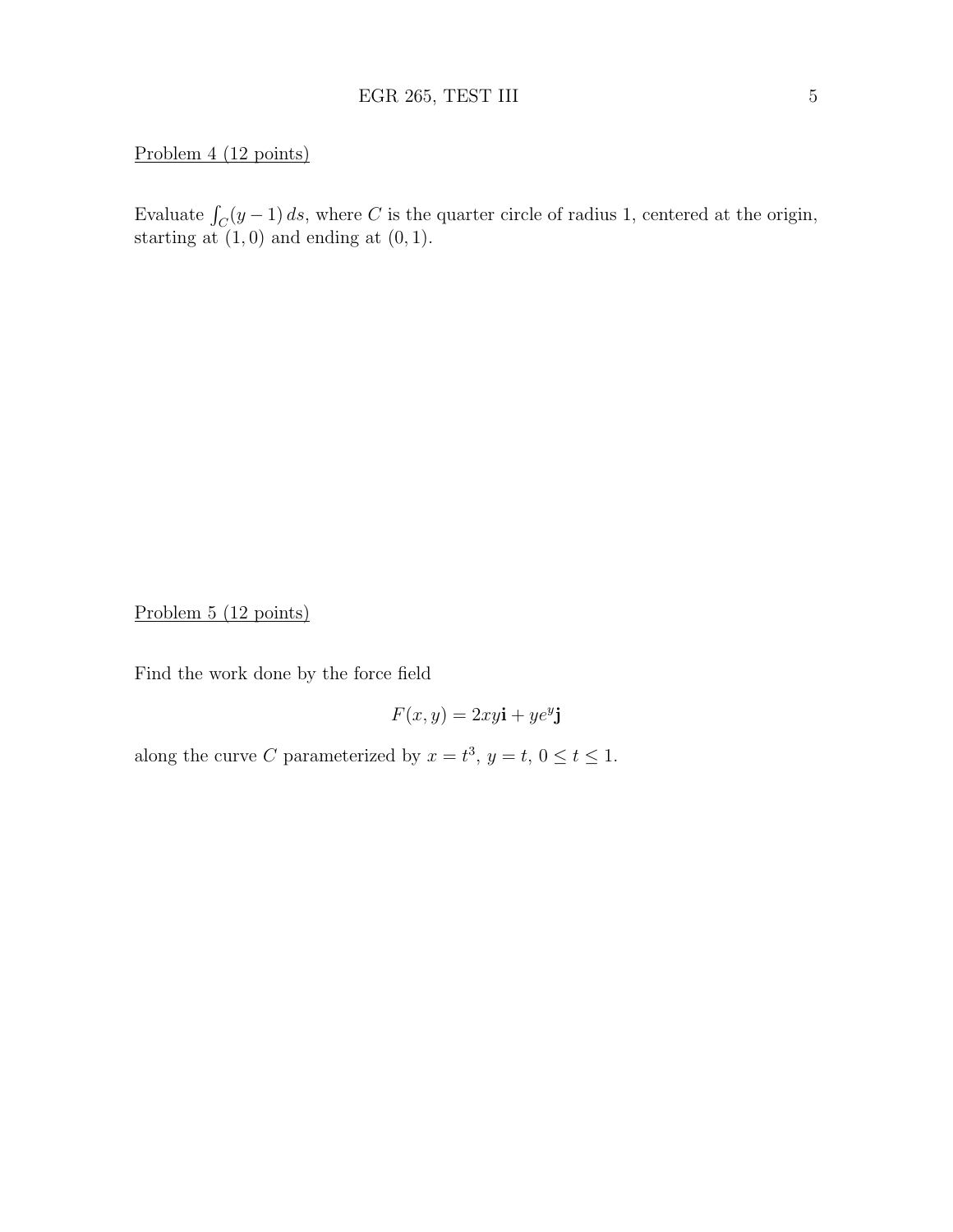Problem 4 (12 points)

Evaluate $\int_C (y-1)\, ds$, where $C$ is the quarter circle of radius 1, centered at the origin, starting at $(1,0)$ and ending at $(0,1)$.

Problem 5 (12 points)

Find the work done by the force field

$$F(x,y) = 2xy\mathbf{i} + ye^y\mathbf{j}$$

along the curve $C$ parameterized by $x = t^3$, $y = t$, $0 \le t \le 1$.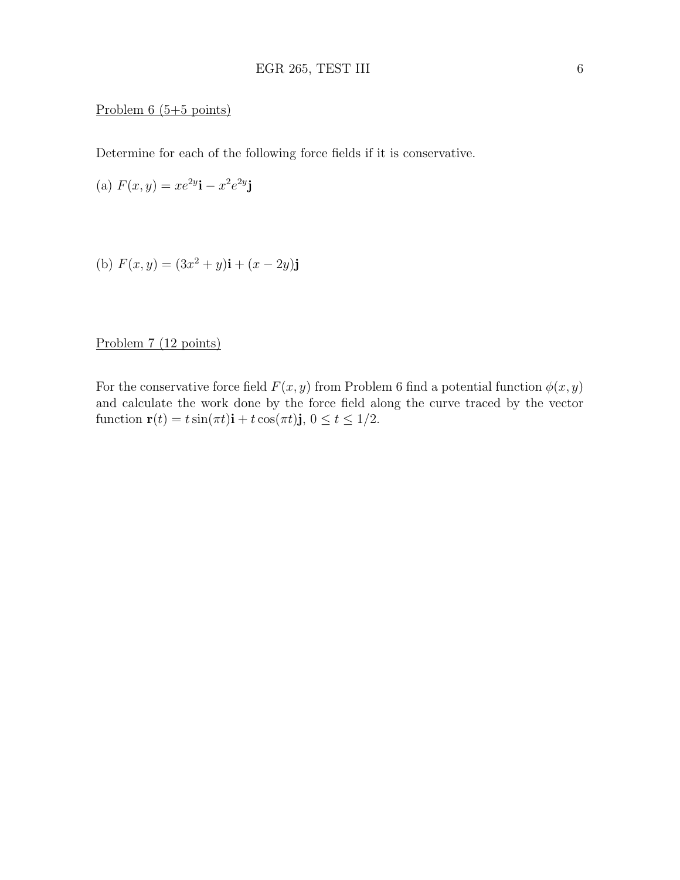Problem 6 (5+5 points)

Determine for each of the following force fields if it is conservative.

(a) $F(x, y) = xe^{2y}\mathbf{i} - x^2e^{2y}\mathbf{j}$

(b) $F(x, y) = (3x^2 + y)\mathbf{i} + (x - 2y)\mathbf{j}$

Problem 7 (12 points)

For the conservative force field $F(x, y)$ from Problem 6 find a potential function $\phi(x, y)$ and calculate the work done by the force field along the curve traced by the vector function $\mathbf{r}(t) = t\sin(\pi t)\mathbf{i} + t\cos(\pi t)\mathbf{j}$, $0 \leq t \leq 1/2$.